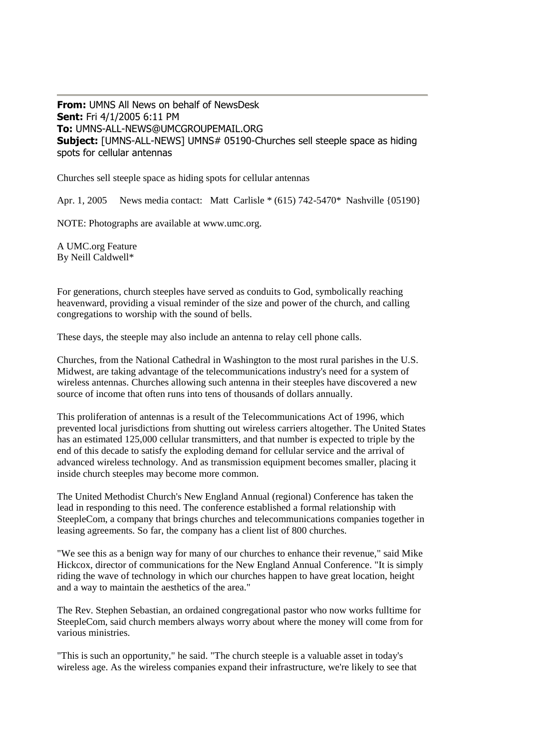**From:** UMNS All News on behalf of NewsDesk
**Sent:** Fri 4/1/2005 6:11 PM
**To:** UMNS-ALL-NEWS@UMCGROUPEMAIL.ORG
**Subject:** [UMNS-ALL-NEWS] UMNS# 05190-Churches sell steeple space as hiding spots for cellular antennas

Churches sell steeple space as hiding spots for cellular antennas

Apr. 1, 2005 News media contact: Matt Carlisle * (615) 742-5470* Nashville {05190}

NOTE: Photographs are available at www.umc.org.

A UMC.org Feature
By Neill Caldwell*

For generations, church steeples have served as conduits to God, symbolically reaching heavenward, providing a visual reminder of the size and power of the church, and calling congregations to worship with the sound of bells.

These days, the steeple may also include an antenna to relay cell phone calls.

Churches, from the National Cathedral in Washington to the most rural parishes in the U.S. Midwest, are taking advantage of the telecommunications industry's need for a system of wireless antennas. Churches allowing such antenna in their steeples have discovered a new source of income that often runs into tens of thousands of dollars annually.

This proliferation of antennas is a result of the Telecommunications Act of 1996, which prevented local jurisdictions from shutting out wireless carriers altogether. The United States has an estimated 125,000 cellular transmitters, and that number is expected to triple by the end of this decade to satisfy the exploding demand for cellular service and the arrival of advanced wireless technology. And as transmission equipment becomes smaller, placing it inside church steeples may become more common.

The United Methodist Church's New England Annual (regional) Conference has taken the lead in responding to this need. The conference established a formal relationship with SteepleCom, a company that brings churches and telecommunications companies together in leasing agreements. So far, the company has a client list of 800 churches.

"We see this as a benign way for many of our churches to enhance their revenue," said Mike Hickcox, director of communications for the New England Annual Conference. "It is simply riding the wave of technology in which our churches happen to have great location, height and a way to maintain the aesthetics of the area."

The Rev. Stephen Sebastian, an ordained congregational pastor who now works fulltime for SteepleCom, said church members always worry about where the money will come from for various ministries.

"This is such an opportunity," he said. "The church steeple is a valuable asset in today's wireless age. As the wireless companies expand their infrastructure, we're likely to see that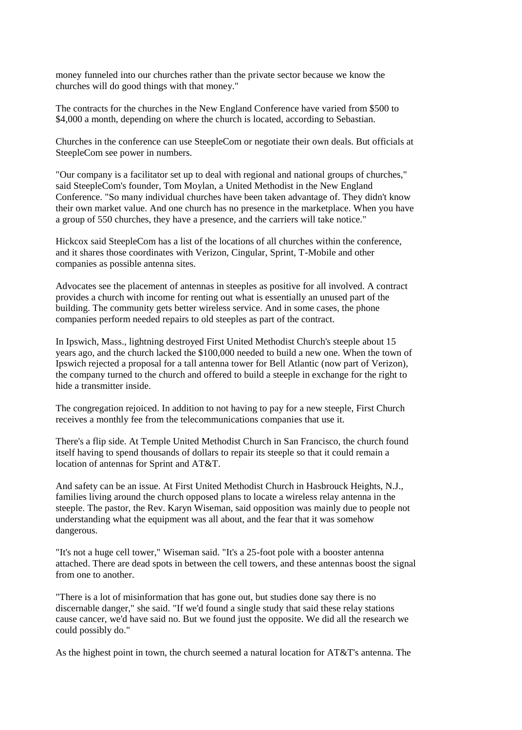money funneled into our churches rather than the private sector because we know the churches will do good things with that money."

The contracts for the churches in the New England Conference have varied from $500 to $4,000 a month, depending on where the church is located, according to Sebastian.

Churches in the conference can use SteepleCom or negotiate their own deals. But officials at SteepleCom see power in numbers.

"Our company is a facilitator set up to deal with regional and national groups of churches," said SteepleCom's founder, Tom Moylan, a United Methodist in the New England Conference. "So many individual churches have been taken advantage of. They didn't know their own market value. And one church has no presence in the marketplace. When you have a group of 550 churches, they have a presence, and the carriers will take notice."

Hickcox said SteepleCom has a list of the locations of all churches within the conference, and it shares those coordinates with Verizon, Cingular, Sprint, T-Mobile and other companies as possible antenna sites.

Advocates see the placement of antennas in steeples as positive for all involved. A contract provides a church with income for renting out what is essentially an unused part of the building. The community gets better wireless service. And in some cases, the phone companies perform needed repairs to old steeples as part of the contract.

In Ipswich, Mass., lightning destroyed First United Methodist Church's steeple about 15 years ago, and the church lacked the $100,000 needed to build a new one. When the town of Ipswich rejected a proposal for a tall antenna tower for Bell Atlantic (now part of Verizon), the company turned to the church and offered to build a steeple in exchange for the right to hide a transmitter inside.

The congregation rejoiced. In addition to not having to pay for a new steeple, First Church receives a monthly fee from the telecommunications companies that use it.

There's a flip side. At Temple United Methodist Church in San Francisco, the church found itself having to spend thousands of dollars to repair its steeple so that it could remain a location of antennas for Sprint and AT&T.

And safety can be an issue. At First United Methodist Church in Hasbrouck Heights, N.J., families living around the church opposed plans to locate a wireless relay antenna in the steeple. The pastor, the Rev. Karyn Wiseman, said opposition was mainly due to people not understanding what the equipment was all about, and the fear that it was somehow dangerous.

"It's not a huge cell tower," Wiseman said. "It's a 25-foot pole with a booster antenna attached. There are dead spots in between the cell towers, and these antennas boost the signal from one to another.

"There is a lot of misinformation that has gone out, but studies done say there is no discernable danger," she said. "If we'd found a single study that said these relay stations cause cancer, we'd have said no. But we found just the opposite. We did all the research we could possibly do."

As the highest point in town, the church seemed a natural location for AT&T's antenna. The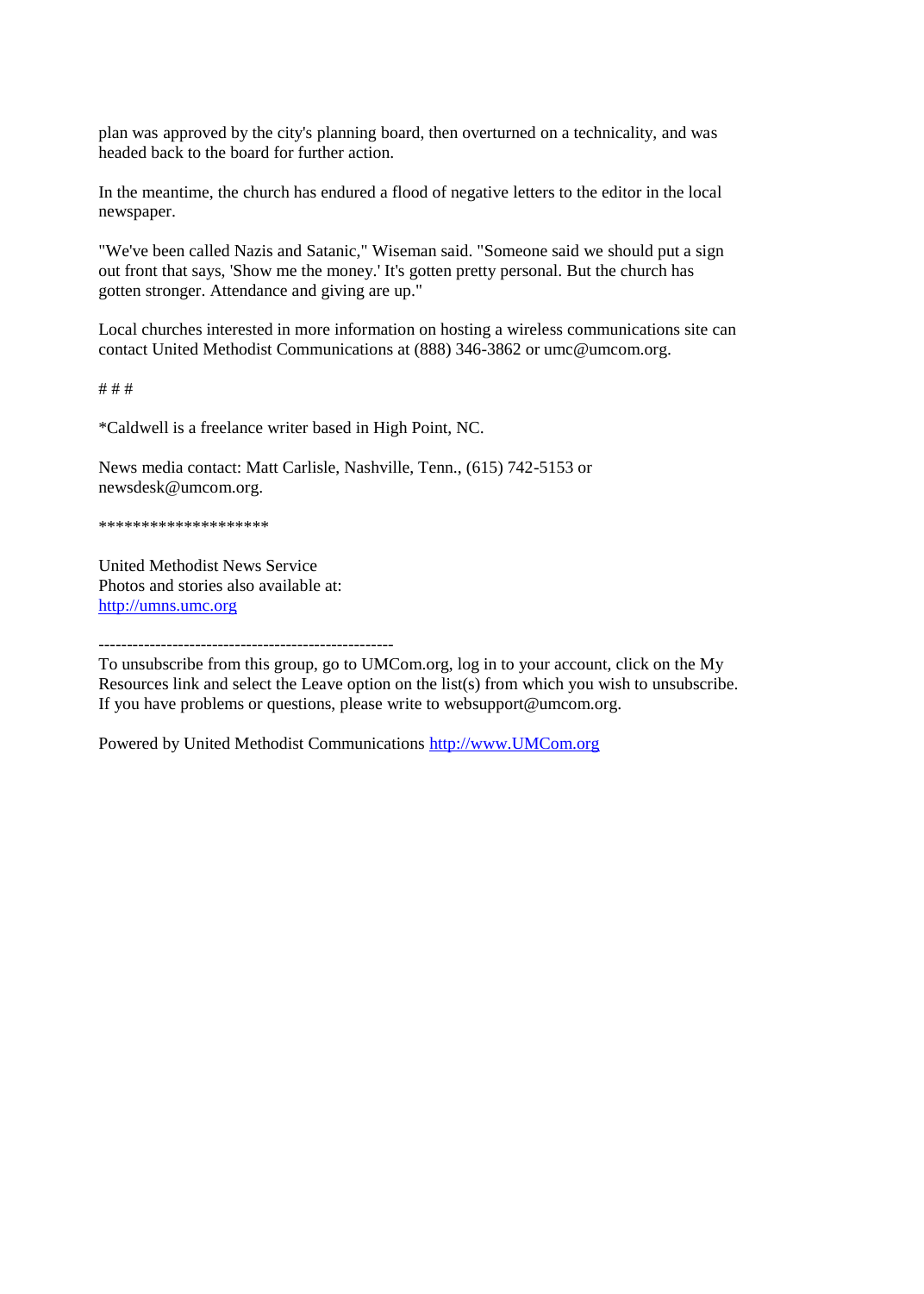plan was approved by the city's planning board, then overturned on a technicality, and was headed back to the board for further action.

In the meantime, the church has endured a flood of negative letters to the editor in the local newspaper.

"We've been called Nazis and Satanic," Wiseman said. "Someone said we should put a sign out front that says, 'Show me the money.' It's gotten pretty personal. But the church has gotten stronger. Attendance and giving are up."

Local churches interested in more information on hosting a wireless communications site can contact United Methodist Communications at (888) 346-3862 or umc@umcom.org.

# # #

*Caldwell is a freelance writer based in High Point, NC.

News media contact: Matt Carlisle, Nashville, Tenn., (615) 742-5153 or newsdesk@umcom.org.

********************

United Methodist News Service
Photos and stories also available at:
http://umns.umc.org

----------------------------------------------------
To unsubscribe from this group, go to UMCom.org, log in to your account, click on the My Resources link and select the Leave option on the list(s) from which you wish to unsubscribe. If you have problems or questions, please write to websupport@umcom.org.

Powered by United Methodist Communications http://www.UMCom.org